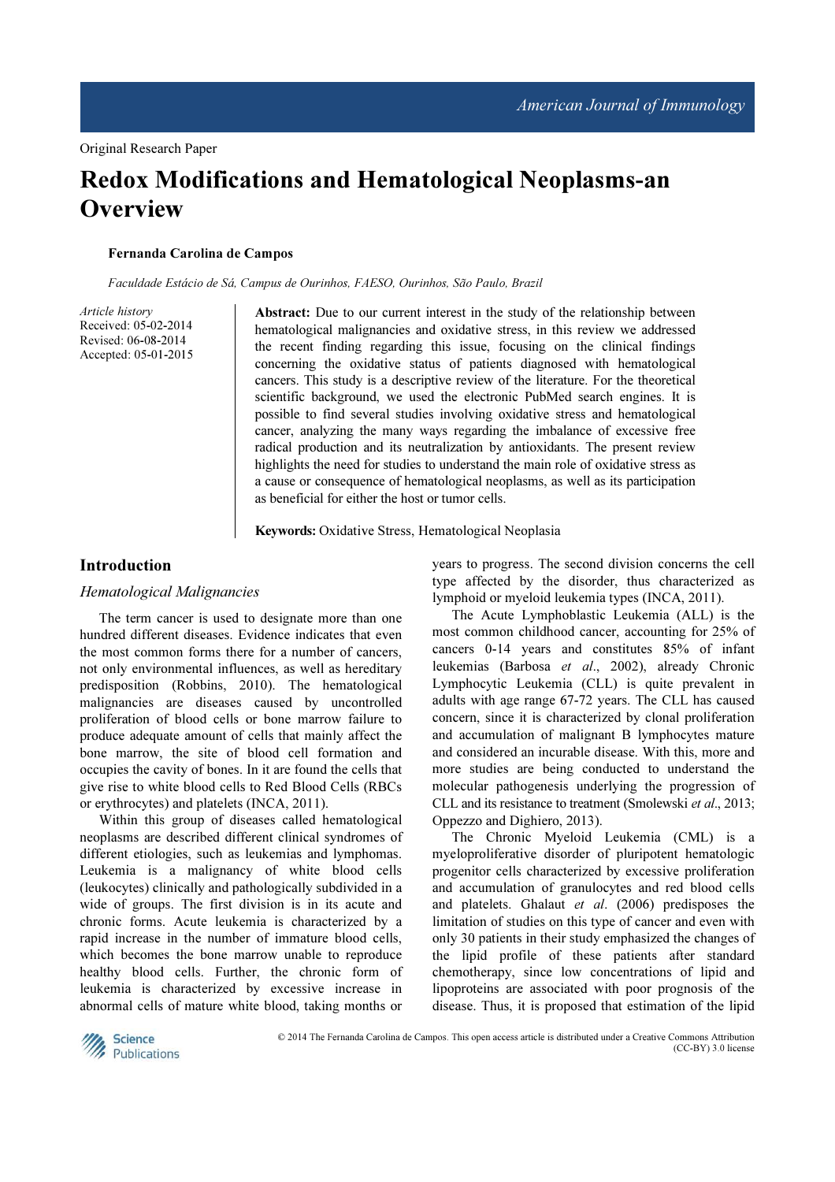Original Research Paper

# Redox Modifications and Hematological Neoplasms-an Overview

**Fernanda Carolina de Campos**

*Faculdade Estácio de Sá, Campus de Ourinhos, FAESO, Ourinhos, São Paulo, Brazil*

*Article history*
Received: 05-02-2014
Revised: 06-08-2014
Accepted: 05-01-2015

**Abstract:** Due to our current interest in the study of the relationship between hematological malignancies and oxidative stress, in this review we addressed the recent finding regarding this issue, focusing on the clinical findings concerning the oxidative status of patients diagnosed with hematological cancers. This study is a descriptive review of the literature. For the theoretical scientific background, we used the electronic PubMed search engines. It is possible to find several studies involving oxidative stress and hematological cancer, analyzing the many ways regarding the imbalance of excessive free radical production and its neutralization by antioxidants. The present review highlights the need for studies to understand the main role of oxidative stress as a cause or consequence of hematological neoplasms, as well as its participation as beneficial for either the host or tumor cells.

**Keywords:** Oxidative Stress, Hematological Neoplasia

## Introduction

### *Hematological Malignancies*

The term cancer is used to designate more than one hundred different diseases. Evidence indicates that even the most common forms there for a number of cancers, not only environmental influences, as well as hereditary predisposition (Robbins, 2010). The hematological malignancies are diseases caused by uncontrolled proliferation of blood cells or bone marrow failure to produce adequate amount of cells that mainly affect the bone marrow, the site of blood cell formation and occupies the cavity of bones. In it are found the cells that give rise to white blood cells to Red Blood Cells (RBCs or erythrocytes) and platelets (INCA, 2011).

Within this group of diseases called hematological neoplasms are described different clinical syndromes of different etiologies, such as leukemias and lymphomas. Leukemia is a malignancy of white blood cells (leukocytes) clinically and pathologically subdivided in a wide of groups. The first division is in its acute and chronic forms. Acute leukemia is characterized by a rapid increase in the number of immature blood cells, which becomes the bone marrow unable to reproduce healthy blood cells. Further, the chronic form of leukemia is characterized by excessive increase in abnormal cells of mature white blood, taking months or years to progress. The second division concerns the cell type affected by the disorder, thus characterized as lymphoid or myeloid leukemia types (INCA, 2011).

The Acute Lymphoblastic Leukemia (ALL) is the most common childhood cancer, accounting for 25% of cancers 0-14 years and constitutes 85% of infant leukemias (Barbosa *et al*., 2002), already Chronic Lymphocytic Leukemia (CLL) is quite prevalent in adults with age range 67-72 years. The CLL has caused concern, since it is characterized by clonal proliferation and accumulation of malignant B lymphocytes mature and considered an incurable disease. With this, more and more studies are being conducted to understand the molecular pathogenesis underlying the progression of CLL and its resistance to treatment (Smolewski *et al*., 2013; Oppezzo and Dighiero, 2013).

The Chronic Myeloid Leukemia (CML) is a myeloproliferative disorder of pluripotent hematologic progenitor cells characterized by excessive proliferation and accumulation of granulocytes and red blood cells and platelets. Ghalaut *et al*. (2006) predisposes the limitation of studies on this type of cancer and even with only 30 patients in their study emphasized the changes of the lipid profile of these patients after standard chemotherapy, since low concentrations of lipid and lipoproteins are associated with poor prognosis of the disease. Thus, it is proposed that estimation of the lipid

© 2014 The Fernanda Carolina de Campos. This open access article is distributed under a Creative Commons Attribution (CC-BY) 3.0 license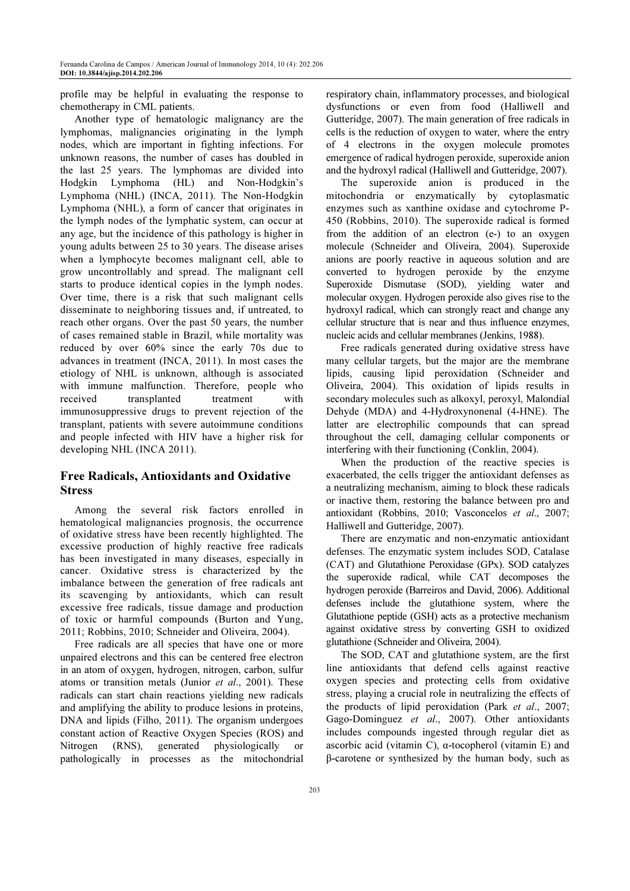profile may be helpful in evaluating the response to chemotherapy in CML patients.

Another type of hematologic malignancy are the lymphomas, malignancies originating in the lymph nodes, which are important in fighting infections. For unknown reasons, the number of cases has doubled in the last 25 years. The lymphomas are divided into Hodgkin Lymphoma (HL) and Non-Hodgkin's Lymphoma (NHL) (INCA, 2011). The Non-Hodgkin Lymphoma (NHL), a form of cancer that originates in the lymph nodes of the lymphatic system, can occur at any age, but the incidence of this pathology is higher in young adults between 25 to 30 years. The disease arises when a lymphocyte becomes malignant cell, able to grow uncontrollably and spread. The malignant cell starts to produce identical copies in the lymph nodes. Over time, there is a risk that such malignant cells disseminate to neighboring tissues and, if untreated, to reach other organs. Over the past 50 years, the number of cases remained stable in Brazil, while mortality was reduced by over 60% since the early 70s due to advances in treatment (INCA, 2011). In most cases the etiology of NHL is unknown, although is associated with immune malfunction. Therefore, people who received transplanted treatment with immunosuppressive drugs to prevent rejection of the transplant, patients with severe autoimmune conditions and people infected with HIV have a higher risk for developing NHL (INCA 2011).

## Free Radicals, Antioxidants and Oxidative Stress

Among the several risk factors enrolled in hematological malignancies prognosis, the occurrence of oxidative stress have been recently highlighted. The excessive production of highly reactive free radicals has been investigated in many diseases, especially in cancer. Oxidative stress is characterized by the imbalance between the generation of free radicals ant its scavenging by antioxidants, which can result excessive free radicals, tissue damage and production of toxic or harmful compounds (Burton and Yung, 2011; Robbins, 2010; Schneider and Oliveira, 2004).

Free radicals are all species that have one or more unpaired electrons and this can be centered free electron in an atom of oxygen, hydrogen, nitrogen, carbon, sulfur atoms or transition metals (Junior *et al*., 2001). These radicals can start chain reactions yielding new radicals and amplifying the ability to produce lesions in proteins, DNA and lipids (Filho, 2011). The organism undergoes constant action of Reactive Oxygen Species (ROS) and Nitrogen (RNS), generated physiologically or pathologically in processes as the mitochondrial respiratory chain, inflammatory processes, and biological dysfunctions or even from food (Halliwell and Gutteridge, 2007). The main generation of free radicals in cells is the reduction of oxygen to water, where the entry of 4 electrons in the oxygen molecule promotes emergence of radical hydrogen peroxide, superoxide anion and the hydroxyl radical (Halliwell and Gutteridge, 2007).

The superoxide anion is produced in the mitochondria or enzymatically by cytoplasmatic enzymes such as xanthine oxidase and cytochrome P-450 (Robbins, 2010). The superoxide radical is formed from the addition of an electron (e-) to an oxygen molecule (Schneider and Oliveira, 2004). Superoxide anions are poorly reactive in aqueous solution and are converted to hydrogen peroxide by the enzyme Superoxide Dismutase (SOD), yielding water and molecular oxygen. Hydrogen peroxide also gives rise to the hydroxyl radical, which can strongly react and change any cellular structure that is near and thus influence enzymes, nucleic acids and cellular membranes (Jenkins, 1988).

Free radicals generated during oxidative stress have many cellular targets, but the major are the membrane lipids, causing lipid peroxidation (Schneider and Oliveira, 2004). This oxidation of lipids results in secondary molecules such as alkoxyl, peroxyl, Malondial Dehyde (MDA) and 4-Hydroxynonenal (4-HNE). The latter are electrophilic compounds that can spread throughout the cell, damaging cellular components or interfering with their functioning (Conklin, 2004).

When the production of the reactive species is exacerbated, the cells trigger the antioxidant defenses as a neutralizing mechanism, aiming to block these radicals or inactive them, restoring the balance between pro and antioxidant (Robbins, 2010; Vasconcelos *et al*., 2007; Halliwell and Gutteridge, 2007).

There are enzymatic and non-enzymatic antioxidant defenses. The enzymatic system includes SOD, Catalase (CAT) and Glutathione Peroxidase (GPx). SOD catalyzes the superoxide radical, while CAT decomposes the hydrogen peroxide (Barreiros and David, 2006). Additional defenses include the glutathione system, where the Glutathione peptide (GSH) acts as a protective mechanism against oxidative stress by converting GSH to oxidized glutathione (Schneider and Oliveira, 2004).

The SOD, CAT and glutathione system, are the first line antioxidants that defend cells against reactive oxygen species and protecting cells from oxidative stress, playing a crucial role in neutralizing the effects of the products of lipid peroxidation (Park *et al*., 2007; Gago-Dominguez *et al*., 2007). Other antioxidants includes compounds ingested through regular diet as ascorbic acid (vitamin C), α-tocopherol (vitamin E) and β-carotene or synthesized by the human body, such as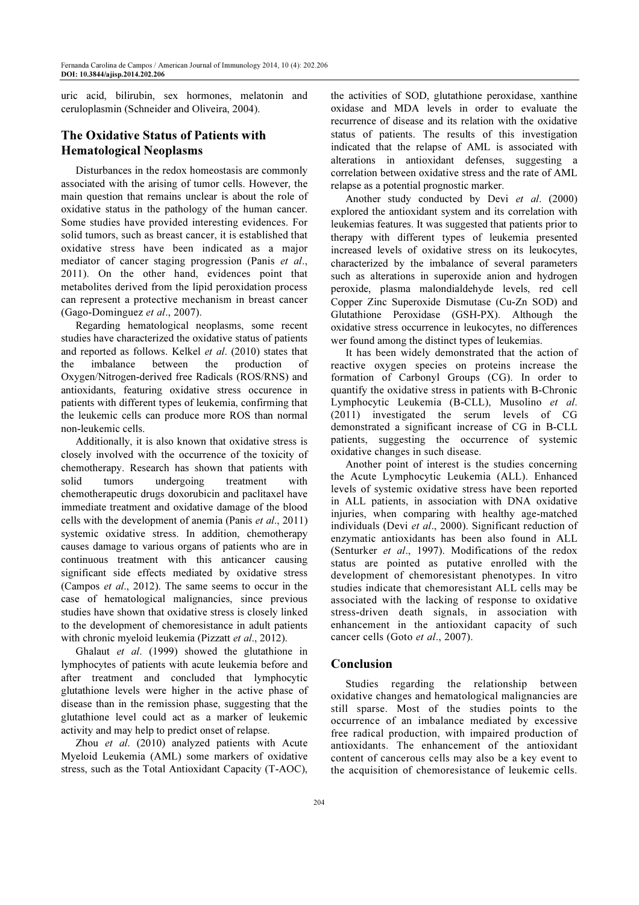uric acid, bilirubin, sex hormones, melatonin and ceruloplasmin (Schneider and Oliveira, 2004).

## The Oxidative Status of Patients with Hematological Neoplasms

Disturbances in the redox homeostasis are commonly associated with the arising of tumor cells. However, the main question that remains unclear is about the role of oxidative status in the pathology of the human cancer. Some studies have provided interesting evidences. For solid tumors, such as breast cancer, it is established that oxidative stress have been indicated as a major mediator of cancer staging progression (Panis *et al*., 2011). On the other hand, evidences point that metabolites derived from the lipid peroxidation process can represent a protective mechanism in breast cancer (Gago-Dominguez *et al*., 2007).

Regarding hematological neoplasms, some recent studies have characterized the oxidative status of patients and reported as follows. Kelkel *et al*. (2010) states that the imbalance between the production of Oxygen/Nitrogen-derived free Radicals (ROS/RNS) and antioxidants, featuring oxidative stress occurence in patients with different types of leukemia, confirming that the leukemic cells can produce more ROS than normal non-leukemic cells.

Additionally, it is also known that oxidative stress is closely involved with the occurrence of the toxicity of chemotherapy. Research has shown that patients with solid tumors undergoing treatment with chemotherapeutic drugs doxorubicin and paclitaxel have immediate treatment and oxidative damage of the blood cells with the development of anemia (Panis *et al*., 2011) systemic oxidative stress. In addition, chemotherapy causes damage to various organs of patients who are in continuous treatment with this anticancer causing significant side effects mediated by oxidative stress (Campos *et al*., 2012). The same seems to occur in the case of hematological malignancies, since previous studies have shown that oxidative stress is closely linked to the development of chemoresistance in adult patients with chronic myeloid leukemia (Pizzatt *et al*., 2012).

Ghalaut *et al*. (1999) showed the glutathione in lymphocytes of patients with acute leukemia before and after treatment and concluded that lymphocytic glutathione levels were higher in the active phase of disease than in the remission phase, suggesting that the glutathione level could act as a marker of leukemic activity and may help to predict onset of relapse.

Zhou *et al*. (2010) analyzed patients with Acute Myeloid Leukemia (AML) some markers of oxidative stress, such as the Total Antioxidant Capacity (T-AOC), the activities of SOD, glutathione peroxidase, xanthine oxidase and MDA levels in order to evaluate the recurrence of disease and its relation with the oxidative status of patients. The results of this investigation indicated that the relapse of AML is associated with alterations in antioxidant defenses, suggesting a correlation between oxidative stress and the rate of AML relapse as a potential prognostic marker.

Another study conducted by Devi *et al*. (2000) explored the antioxidant system and its correlation with leukemias features. It was suggested that patients prior to therapy with different types of leukemia presented increased levels of oxidative stress on its leukocytes, characterized by the imbalance of several parameters such as alterations in superoxide anion and hydrogen peroxide, plasma malondialdehyde levels, red cell Copper Zinc Superoxide Dismutase (Cu-Zn SOD) and Glutathione Peroxidase (GSH-PX). Although the oxidative stress occurrence in leukocytes, no differences wer found among the distinct types of leukemias.

It has been widely demonstrated that the action of reactive oxygen species on proteins increase the formation of Carbonyl Groups (CG). In order to quantify the oxidative stress in patients with B-Chronic Lymphocytic Leukemia (B-CLL), Musolino *et al*. (2011) investigated the serum levels of CG demonstrated a significant increase of CG in B-CLL patients, suggesting the occurrence of systemic oxidative changes in such disease.

Another point of interest is the studies concerning the Acute Lymphocytic Leukemia (ALL). Enhanced levels of systemic oxidative stress have been reported in ALL patients, in association with DNA oxidative injuries, when comparing with healthy age-matched individuals (Devi *et al*., 2000). Significant reduction of enzymatic antioxidants has been also found in ALL (Senturker *et al*., 1997). Modifications of the redox status are pointed as putative enrolled with the development of chemoresistant phenotypes. In vitro studies indicate that chemoresistant ALL cells may be associated with the lacking of response to oxidative stress-driven death signals, in association with enhancement in the antioxidant capacity of such cancer cells (Goto *et al*., 2007).

## Conclusion

Studies regarding the relationship between oxidative changes and hematological malignancies are still sparse. Most of the studies points to the occurrence of an imbalance mediated by excessive free radical production, with impaired production of antioxidants. The enhancement of the antioxidant content of cancerous cells may also be a key event to the acquisition of chemoresistance of leukemic cells.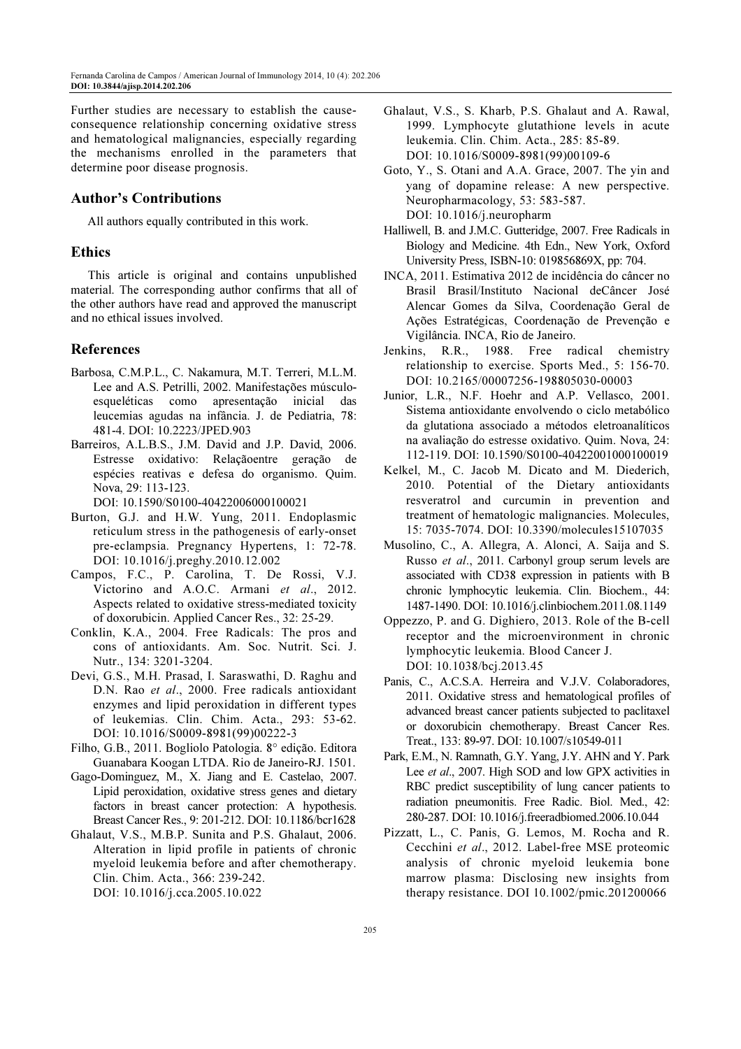Further studies are necessary to establish the cause-consequence relationship concerning oxidative stress and hematological malignancies, especially regarding the mechanisms enrolled in the parameters that determine poor disease prognosis.

## Author's Contributions

All authors equally contributed in this work.

## Ethics

This article is original and contains unpublished material. The corresponding author confirms that all of the other authors have read and approved the manuscript and no ethical issues involved.

## References

Barbosa, C.M.P.L., C. Nakamura, M.T. Terreri, M.L.M. Lee and A.S. Petrilli, 2002. Manifestações músculo-esqueléticas como apresentação inicial das leucemias agudas na infância. J. de Pediatria, 78: 481-4. DOI: 10.2223/JPED.903

Barreiros, A.L.B.S., J.M. David and J.P. David, 2006. Estresse oxidativo: Relaçãoentre geração de espécies reativas e defesa do organismo. Quim. Nova, 29: 113-123. DOI: 10.1590/S0100-40422006000100021

Burton, G.J. and H.W. Yung, 2011. Endoplasmic reticulum stress in the pathogenesis of early-onset pre-eclampsia. Pregnancy Hypertens, 1: 72-78. DOI: 10.1016/j.preghy.2010.12.002

Campos, F.C., P. Carolina, T. De Rossi, V.J. Victorino and A.O.C. Armani *et al*., 2012. Aspects related to oxidative stress-mediated toxicity of doxorubicin. Applied Cancer Res., 32: 25-29.

Conklin, K.A., 2004. Free Radicals: The pros and cons of antioxidants. Am. Soc. Nutrit. Sci. J. Nutr., 134: 3201-3204.

Devi, G.S., M.H. Prasad, I. Saraswathi, D. Raghu and D.N. Rao *et al*., 2000. Free radicals antioxidant enzymes and lipid peroxidation in different types of leukemias. Clin. Chim. Acta., 293: 53-62. DOI: 10.1016/S0009-8981(99)00222-3

Filho, G.B., 2011. Bogliolo Patologia. 8° edição. Editora Guanabara Koogan LTDA. Rio de Janeiro-RJ. 1501.

Gago-Dominguez, M., X. Jiang and E. Castelao, 2007. Lipid peroxidation, oxidative stress genes and dietary factors in breast cancer protection: A hypothesis. Breast Cancer Res., 9: 201-212. DOI: 10.1186/bcr1628

Ghalaut, V.S., M.B.P. Sunita and P.S. Ghalaut, 2006. Alteration in lipid profile in patients of chronic myeloid leukemia before and after chemotherapy. Clin. Chim. Acta., 366: 239-242. DOI: 10.1016/j.cca.2005.10.022

Ghalaut, V.S., S. Kharb, P.S. Ghalaut and A. Rawal, 1999. Lymphocyte glutathione levels in acute leukemia. Clin. Chim. Acta., 285: 85-89. DOI: 10.1016/S0009-8981(99)00109-6

Goto, Y., S. Otani and A.A. Grace, 2007. The yin and yang of dopamine release: A new perspective. Neuropharmacology, 53: 583-587. DOI: 10.1016/j.neuropharm

Halliwell, B. and J.M.C. Gutteridge, 2007. Free Radicals in Biology and Medicine. 4th Edn., New York, Oxford University Press, ISBN-10: 019856869X, pp: 704.

INCA, 2011. Estimativa 2012 de incidência do câncer no Brasil Brasil/Instituto Nacional deCâncer José Alencar Gomes da Silva, Coordenação Geral de Ações Estratégicas, Coordenação de Prevenção e Vigilância. INCA, Rio de Janeiro.

Jenkins, R.R., 1988. Free radical chemistry relationship to exercise. Sports Med., 5: 156-70. DOI: 10.2165/00007256-198805030-00003

Junior, L.R., N.F. Hoehr and A.P. Vellasco, 2001. Sistema antioxidante envolvendo o ciclo metabólico da glutationa associado a métodos eletroanalíticos na avaliação do estresse oxidativo. Quim. Nova, 24: 112-119. DOI: 10.1590/S0100-40422001000100019

Kelkel, M., C. Jacob M. Dicato and M. Diederich, 2010. Potential of the Dietary antioxidants resveratrol and curcumin in prevention and treatment of hematologic malignancies. Molecules, 15: 7035-7074. DOI: 10.3390/molecules15107035

Musolino, C., A. Allegra, A. Alonci, A. Saija and S. Russo *et al*., 2011. Carbonyl group serum levels are associated with CD38 expression in patients with B chronic lymphocytic leukemia. Clin. Biochem., 44: 1487-1490. DOI: 10.1016/j.clinbiochem.2011.08.1149

Oppezzo, P. and G. Dighiero, 2013. Role of the B-cell receptor and the microenvironment in chronic lymphocytic leukemia. Blood Cancer J. DOI: 10.1038/bcj.2013.45

Panis, C., A.C.S.A. Herreira and V.J.V. Colaboradores, 2011. Oxidative stress and hematological profiles of advanced breast cancer patients subjected to paclitaxel or doxorubicin chemotherapy. Breast Cancer Res. Treat., 133: 89-97. DOI: 10.1007/s10549-011

Park, E.M., N. Ramnath, G.Y. Yang, J.Y. AHN and Y. Park Lee *et al*., 2007. High SOD and low GPX activities in RBC predict susceptibility of lung cancer patients to radiation pneumonitis. Free Radic. Biol. Med., 42: 280-287. DOI: 10.1016/j.freeradbiomed.2006.10.044

Pizzatt, L., C. Panis, G. Lemos, M. Rocha and R. Cecchini *et al*., 2012. Label-free MSE proteomic analysis of chronic myeloid leukemia bone marrow plasma: Disclosing new insights from therapy resistance. DOI 10.1002/pmic.201200066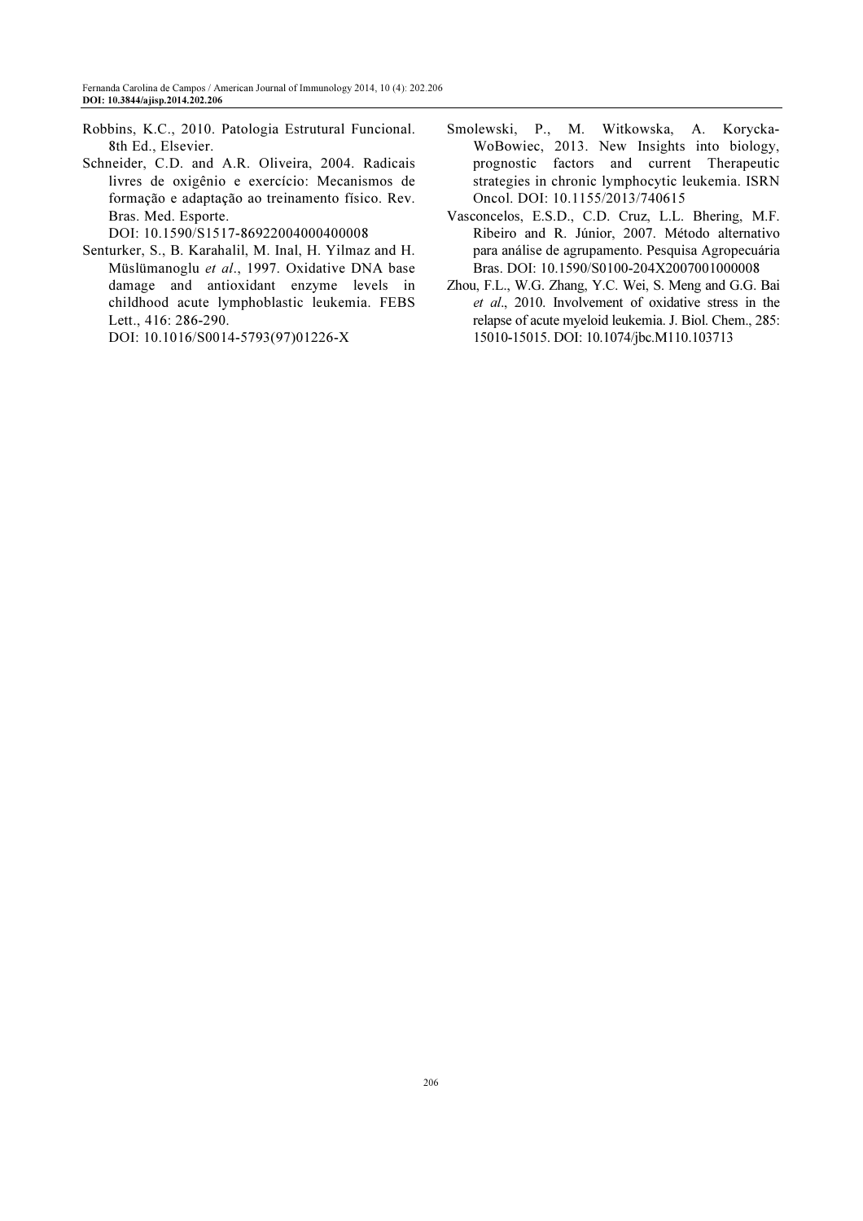Robbins, K.C., 2010. Patologia Estrutural Funcional. 8th Ed., Elsevier.

Schneider, C.D. and A.R. Oliveira, 2004. Radicais livres de oxigênio e exercício: Mecanismos de formação e adaptação ao treinamento físico. Rev. Bras. Med. Esporte. DOI: 10.1590/S1517-86922004000400008

Senturker, S., B. Karahalil, M. Inal, H. Yilmaz and H. Müslümanoglu *et al*., 1997. Oxidative DNA base damage and antioxidant enzyme levels in childhood acute lymphoblastic leukemia. FEBS Lett., 416: 286-290. DOI: 10.1016/S0014-5793(97)01226-X

Smolewski, P., M. Witkowska, A. Korycka-WoBowiec, 2013. New Insights into biology, prognostic factors and current Therapeutic strategies in chronic lymphocytic leukemia. ISRN Oncol. DOI: 10.1155/2013/740615

Vasconcelos, E.S.D., C.D. Cruz, L.L. Bhering, M.F. Ribeiro and R. Júnior, 2007. Método alternativo para análise de agrupamento. Pesquisa Agropecuária Bras. DOI: 10.1590/S0100-204X2007001000008

Zhou, F.L., W.G. Zhang, Y.C. Wei, S. Meng and G.G. Bai *et al*., 2010. Involvement of oxidative stress in the relapse of acute myeloid leukemia. J. Biol. Chem., 285: 15010-15015. DOI: 10.1074/jbc.M110.103713